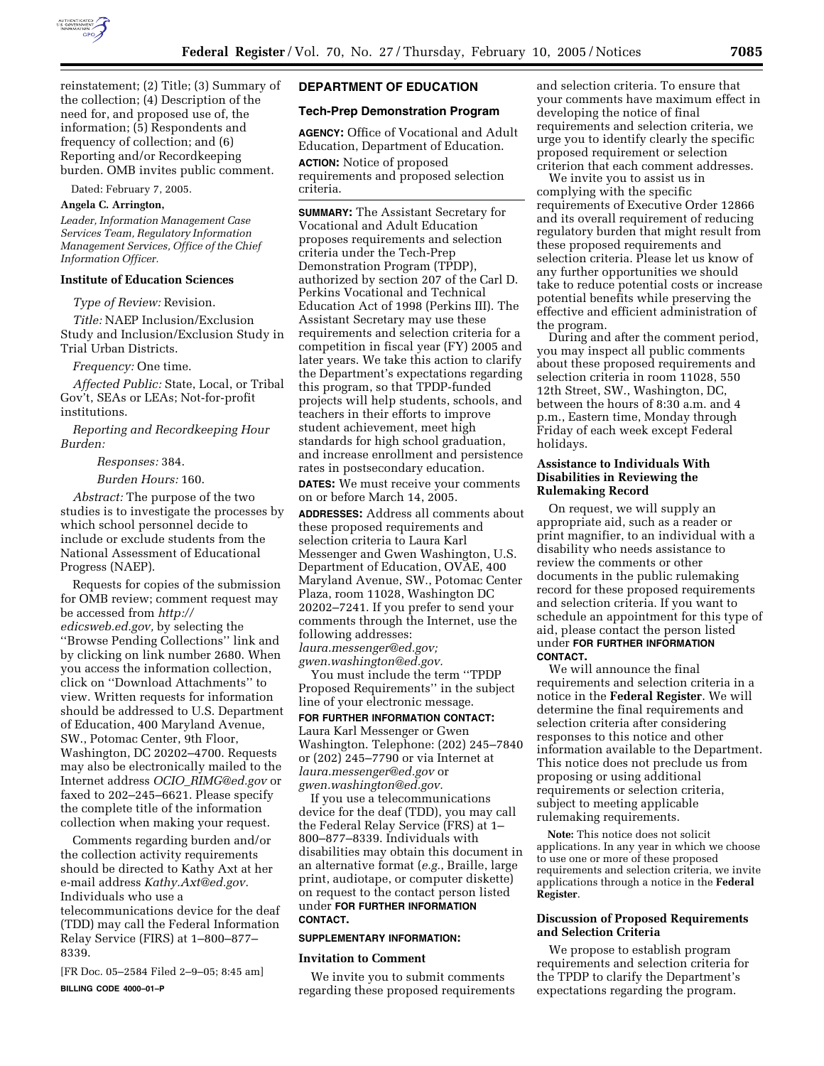reinstatement; (2) Title; (3) Summary of the collection; (4) Description of the need for, and proposed use of, the information; (5) Respondents and frequency of collection; and (6) Reporting and/or Recordkeeping burden. OMB invites public comment.

Dated: February 7, 2005.

**Angela C. Arrington,**

*Leader, Information Management Case Services Team, Regulatory Information Management Services, Office of the Chief Information Officer.*

### Institute of Education Sciences

*Type of Review:* Revision.

*Title:* NAEP Inclusion/Exclusion Study and Inclusion/Exclusion Study in Trial Urban Districts.

*Frequency:* One time.

*Affected Public:* State, Local, or Tribal Gov't, SEAs or LEAs; Not-for-profit institutions.

*Reporting and Recordkeeping Hour Burden:*

*Responses:* 384.

*Burden Hours:* 160.

*Abstract:* The purpose of the two studies is to investigate the processes by which school personnel decide to include or exclude students from the National Assessment of Educational Progress (NAEP).

Requests for copies of the submission for OMB review; comment request may be accessed from *http://edicsweb.ed.gov,* by selecting the ''Browse Pending Collections'' link and by clicking on link number 2680. When you access the information collection, click on ''Download Attachments'' to view. Written requests for information should be addressed to U.S. Department of Education, 400 Maryland Avenue, SW., Potomac Center, 9th Floor, Washington, DC 20202–4700. Requests may also be electronically mailed to the Internet address *OCIO_RIMG@ed.gov* or faxed to 202–245–6621. Please specify the complete title of the information collection when making your request.

Comments regarding burden and/or the collection activity requirements should be directed to Kathy Axt at her e-mail address *Kathy.Axt@ed.gov.* Individuals who use a telecommunications device for the deaf (TDD) may call the Federal Information Relay Service (FIRS) at 1–800–877–8339.

[FR Doc. 05–2584 Filed 2–9–05; 8:45 am]

**BILLING CODE 4000–01–P**

## DEPARTMENT OF EDUCATION

### Tech-Prep Demonstration Program

**AGENCY:** Office of Vocational and Adult Education, Department of Education.

**ACTION:** Notice of proposed requirements and proposed selection criteria.

**SUMMARY:** The Assistant Secretary for Vocational and Adult Education proposes requirements and selection criteria under the Tech-Prep Demonstration Program (TPDP), authorized by section 207 of the Carl D. Perkins Vocational and Technical Education Act of 1998 (Perkins III). The Assistant Secretary may use these requirements and selection criteria for a competition in fiscal year (FY) 2005 and later years. We take this action to clarify the Department's expectations regarding this program, so that TPDP-funded projects will help students, schools, and teachers in their efforts to improve student achievement, meet high standards for high school graduation, and increase enrollment and persistence rates in postsecondary education.

**DATES:** We must receive your comments on or before March 14, 2005.

**ADDRESSES:** Address all comments about these proposed requirements and selection criteria to Laura Karl Messenger and Gwen Washington, U.S. Department of Education, OVAE, 400 Maryland Avenue, SW., Potomac Center Plaza, room 11028, Washington DC 20202–7241. If you prefer to send your comments through the Internet, use the following addresses: *laura.messenger@ed.gov; gwen.washington@ed.gov.*

You must include the term ''TPDP Proposed Requirements'' in the subject line of your electronic message.

**FOR FURTHER INFORMATION CONTACT:** Laura Karl Messenger or Gwen Washington. Telephone: (202) 245–7840 or (202) 245–7790 or via Internet at *laura.messenger@ed.gov* or *gwen.washington@ed.gov.*

If you use a telecommunications device for the deaf (TDD), you may call the Federal Relay Service (FRS) at 1–800–877–8339. Individuals with disabilities may obtain this document in an alternative format (*e.g.*, Braille, large print, audiotape, or computer diskette) on request to the contact person listed under **FOR FURTHER INFORMATION CONTACT.**

**SUPPLEMENTARY INFORMATION:**

### Invitation to Comment

We invite you to submit comments regarding these proposed requirements and selection criteria. To ensure that your comments have maximum effect in developing the notice of final requirements and selection criteria, we urge you to identify clearly the specific proposed requirement or selection criterion that each comment addresses.

We invite you to assist us in complying with the specific requirements of Executive Order 12866 and its overall requirement of reducing regulatory burden that might result from these proposed requirements and selection criteria. Please let us know of any further opportunities we should take to reduce potential costs or increase potential benefits while preserving the effective and efficient administration of the program.

During and after the comment period, you may inspect all public comments about these proposed requirements and selection criteria in room 11028, 550 12th Street, SW., Washington, DC, between the hours of 8:30 a.m. and 4 p.m., Eastern time, Monday through Friday of each week except Federal holidays.

### Assistance to Individuals With Disabilities in Reviewing the Rulemaking Record

On request, we will supply an appropriate aid, such as a reader or print magnifier, to an individual with a disability who needs assistance to review the comments or other documents in the public rulemaking record for these proposed requirements and selection criteria. If you want to schedule an appointment for this type of aid, please contact the person listed under **FOR FURTHER INFORMATION CONTACT.**

We will announce the final requirements and selection criteria in a notice in the **Federal Register**. We will determine the final requirements and selection criteria after considering responses to this notice and other information available to the Department. This notice does not preclude us from proposing or using additional requirements or selection criteria, subject to meeting applicable rulemaking requirements.

**Note:** This notice does not solicit applications. In any year in which we choose to use one or more of these proposed requirements and selection criteria, we invite applications through a notice in the **Federal Register**.

### Discussion of Proposed Requirements and Selection Criteria

We propose to establish program requirements and selection criteria for the TPDP to clarify the Department's expectations regarding the program.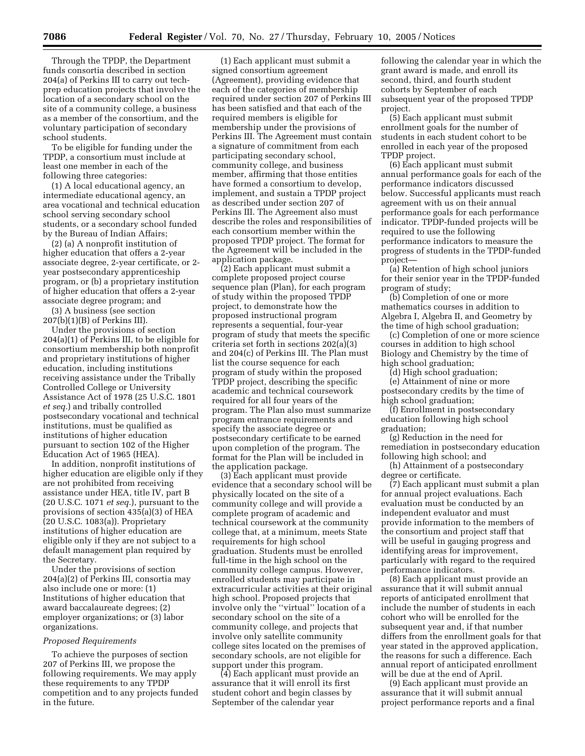Through the TPDP, the Department funds consortia described in section 204(a) of Perkins III to carry out tech-prep education projects that involve the location of a secondary school on the site of a community college, a business as a member of the consortium, and the voluntary participation of secondary school students.

To be eligible for funding under the TPDP, a consortium must include at least one member in each of the following three categories:

(1) A local educational agency, an intermediate educational agency, an area vocational and technical education school serving secondary school students, or a secondary school funded by the Bureau of Indian Affairs;

(2) (a) A nonprofit institution of higher education that offers a 2-year associate degree, 2-year certificate, or 2-year postsecondary apprenticeship program, or (b) a proprietary institution of higher education that offers a 2-year associate degree program; and

(3) A business (see section 207(b)(1)(B) of Perkins III).

Under the provisions of section 204(a)(1) of Perkins III, to be eligible for consortium membership both nonprofit and proprietary institutions of higher education, including institutions receiving assistance under the Tribally Controlled College or University Assistance Act of 1978 (25 U.S.C. 1801 *et seq.*) and tribally controlled postsecondary vocational and technical institutions, must be qualified as institutions of higher education pursuant to section 102 of the Higher Education Act of 1965 (HEA).

In addition, nonprofit institutions of higher education are eligible only if they are not prohibited from receiving assistance under HEA, title IV, part B (20 U.S.C. 1071 *et seq.*), pursuant to the provisions of section 435(a)(3) of HEA (20 U.S.C. 1083(a)). Proprietary institutions of higher education are eligible only if they are not subject to a default management plan required by the Secretary.

Under the provisions of section 204(a)(2) of Perkins III, consortia may also include one or more: (1) Institutions of higher education that award baccalaureate degrees; (2) employer organizations; or (3) labor organizations.

### *Proposed Requirements*

To achieve the purposes of section 207 of Perkins III, we propose the following requirements. We may apply these requirements to any TPDP competition and to any projects funded in the future.

(1) Each applicant must submit a signed consortium agreement (Agreement), providing evidence that each of the categories of membership required under section 207 of Perkins III has been satisfied and that each of the required members is eligible for membership under the provisions of Perkins III. The Agreement must contain a signature of commitment from each participating secondary school, community college, and business member, affirming that those entities have formed a consortium to develop, implement, and sustain a TPDP project as described under section 207 of Perkins III. The Agreement also must describe the roles and responsibilities of each consortium member within the proposed TPDP project. The format for the Agreement will be included in the application package.

(2) Each applicant must submit a complete proposed project course sequence plan (Plan), for each program of study within the proposed TPDP project, to demonstrate how the proposed instructional program represents a sequential, four-year program of study that meets the specific criteria set forth in sections 202(a)(3) and 204(c) of Perkins III. The Plan must list the course sequence for each program of study within the proposed TPDP project, describing the specific academic and technical coursework required for all four years of the program. The Plan also must summarize program entrance requirements and specify the associate degree or postsecondary certificate to be earned upon completion of the program. The format for the Plan will be included in the application package.

(3) Each applicant must provide evidence that a secondary school will be physically located on the site of a community college and will provide a complete program of academic and technical coursework at the community college that, at a minimum, meets State requirements for high school graduation. Students must be enrolled full-time in the high school on the community college campus. However, enrolled students may participate in extracurricular activities at their original high school. Proposed projects that involve only the ''virtual'' location of a secondary school on the site of a community college, and projects that involve only satellite community college sites located on the premises of secondary schools, are not eligible for support under this program.

(4) Each applicant must provide an assurance that it will enroll its first student cohort and begin classes by September of the calendar year following the calendar year in which the grant award is made, and enroll its second, third, and fourth student cohorts by September of each subsequent year of the proposed TPDP project.

(5) Each applicant must submit enrollment goals for the number of students in each student cohort to be enrolled in each year of the proposed TPDP project.

(6) Each applicant must submit annual performance goals for each of the performance indicators discussed below. Successful applicants must reach agreement with us on their annual performance goals for each performance indicator. TPDP-funded projects will be required to use the following performance indicators to measure the progress of students in the TPDP-funded project—

(a) Retention of high school juniors for their senior year in the TPDP-funded program of study;

(b) Completion of one or more mathematics courses in addition to Algebra I, Algebra II, and Geometry by the time of high school graduation;

(c) Completion of one or more science courses in addition to high school Biology and Chemistry by the time of high school graduation;

(d) High school graduation;

(e) Attainment of nine or more postsecondary credits by the time of high school graduation;

(f) Enrollment in postsecondary education following high school graduation;

(g) Reduction in the need for remediation in postsecondary education following high school; and

(h) Attainment of a postsecondary degree or certificate.

(7) Each applicant must submit a plan for annual project evaluations. Each evaluation must be conducted by an independent evaluator and must provide information to the members of the consortium and project staff that will be useful in gauging progress and identifying areas for improvement, particularly with regard to the required performance indicators.

(8) Each applicant must provide an assurance that it will submit annual reports of anticipated enrollment that include the number of students in each cohort who will be enrolled for the subsequent year and, if that number differs from the enrollment goals for that year stated in the approved application, the reasons for such a difference. Each annual report of anticipated enrollment will be due at the end of April.

(9) Each applicant must provide an assurance that it will submit annual project performance reports and a final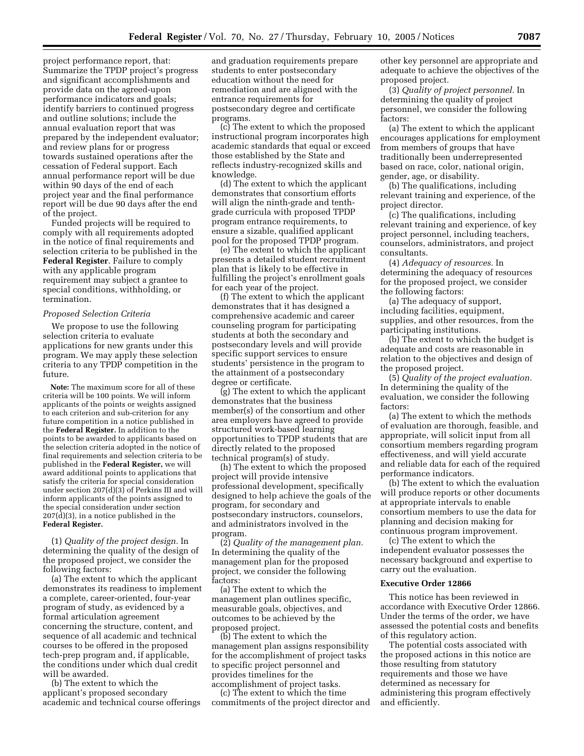project performance report, that: Summarize the TPDP project's progress and significant accomplishments and provide data on the agreed-upon performance indicators and goals; identify barriers to continued progress and outline solutions; include the annual evaluation report that was prepared by the independent evaluator; and review plans for or progress towards sustained operations after the cessation of Federal support. Each annual performance report will be due within 90 days of the end of each project year and the final performance report will be due 90 days after the end of the project.

Funded projects will be required to comply with all requirements adopted in the notice of final requirements and selection criteria to be published in the **Federal Register**. Failure to comply with any applicable program requirement may subject a grantee to special conditions, withholding, or termination.

*Proposed Selection Criteria*

We propose to use the following selection criteria to evaluate applications for new grants under this program. We may apply these selection criteria to any TPDP competition in the future.

**Note:** The maximum score for all of these criteria will be 100 points. We will inform applicants of the points or weights assigned to each criterion and sub-criterion for any future competition in a notice published in the **Federal Register.** In addition to the points to be awarded to applicants based on the selection criteria adopted in the notice of final requirements and selection criteria to be published in the **Federal Register,** we will award additional points to applications that satisfy the criteria for special consideration under section 207(d)(3) of Perkins III and will inform applicants of the points assigned to the special consideration under section 207(d)(3), in a notice published in the **Federal Register.**

(1) *Quality of the project design.* In determining the quality of the design of the proposed project, we consider the following factors:

(a) The extent to which the applicant demonstrates its readiness to implement a complete, career-oriented, four-year program of study, as evidenced by a formal articulation agreement concerning the structure, content, and sequence of all academic and technical courses to be offered in the proposed tech-prep program and, if applicable, the conditions under which dual credit will be awarded.

(b) The extent to which the applicant's proposed secondary academic and technical course offerings and graduation requirements prepare students to enter postsecondary education without the need for remediation and are aligned with the entrance requirements for postsecondary degree and certificate programs.

(c) The extent to which the proposed instructional program incorporates high academic standards that equal or exceed those established by the State and reflects industry-recognized skills and knowledge.

(d) The extent to which the applicant demonstrates that consortium efforts will align the ninth-grade and tenth-grade curricula with proposed TPDP program entrance requirements, to ensure a sizable, qualified applicant pool for the proposed TPDP program.

(e) The extent to which the applicant presents a detailed student recruitment plan that is likely to be effective in fulfilling the project's enrollment goals for each year of the project.

(f) The extent to which the applicant demonstrates that it has designed a comprehensive academic and career counseling program for participating students at both the secondary and postsecondary levels and will provide specific support services to ensure students' persistence in the program to the attainment of a postsecondary degree or certificate.

(g) The extent to which the applicant demonstrates that the business member(s) of the consortium and other area employers have agreed to provide structured work-based learning opportunities to TPDP students that are directly related to the proposed technical program(s) of study.

(h) The extent to which the proposed project will provide intensive professional development, specifically designed to help achieve the goals of the program, for secondary and postsecondary instructors, counselors, and administrators involved in the program.

(2) *Quality of the management plan.* In determining the quality of the management plan for the proposed project, we consider the following factors:

(a) The extent to which the management plan outlines specific, measurable goals, objectives, and outcomes to be achieved by the proposed project.

(b) The extent to which the management plan assigns responsibility for the accomplishment of project tasks to specific project personnel and provides timelines for the accomplishment of project tasks.

(c) The extent to which the time commitments of the project director and other key personnel are appropriate and adequate to achieve the objectives of the proposed project.

(3) *Quality of project personnel.* In determining the quality of project personnel, we consider the following factors:

(a) The extent to which the applicant encourages applications for employment from members of groups that have traditionally been underrepresented based on race, color, national origin, gender, age, or disability.

(b) The qualifications, including relevant training and experience, of the project director.

(c) The qualifications, including relevant training and experience, of key project personnel, including teachers, counselors, administrators, and project consultants.

(4) *Adequacy of resources.* In determining the adequacy of resources for the proposed project, we consider the following factors:

(a) The adequacy of support, including facilities, equipment, supplies, and other resources, from the participating institutions.

(b) The extent to which the budget is adequate and costs are reasonable in relation to the objectives and design of the proposed project.

(5) *Quality of the project evaluation.* In determining the quality of the evaluation, we consider the following factors:

(a) The extent to which the methods of evaluation are thorough, feasible, and appropriate, will solicit input from all consortium members regarding program effectiveness, and will yield accurate and reliable data for each of the required performance indicators.

(b) The extent to which the evaluation will produce reports or other documents at appropriate intervals to enable consortium members to use the data for planning and decision making for continuous program improvement.

(c) The extent to which the independent evaluator possesses the necessary background and expertise to carry out the evaluation.

**Executive Order 12866**

This notice has been reviewed in accordance with Executive Order 12866. Under the terms of the order, we have assessed the potential costs and benefits of this regulatory action.

The potential costs associated with the proposed actions in this notice are those resulting from statutory requirements and those we have determined as necessary for administering this program effectively and efficiently.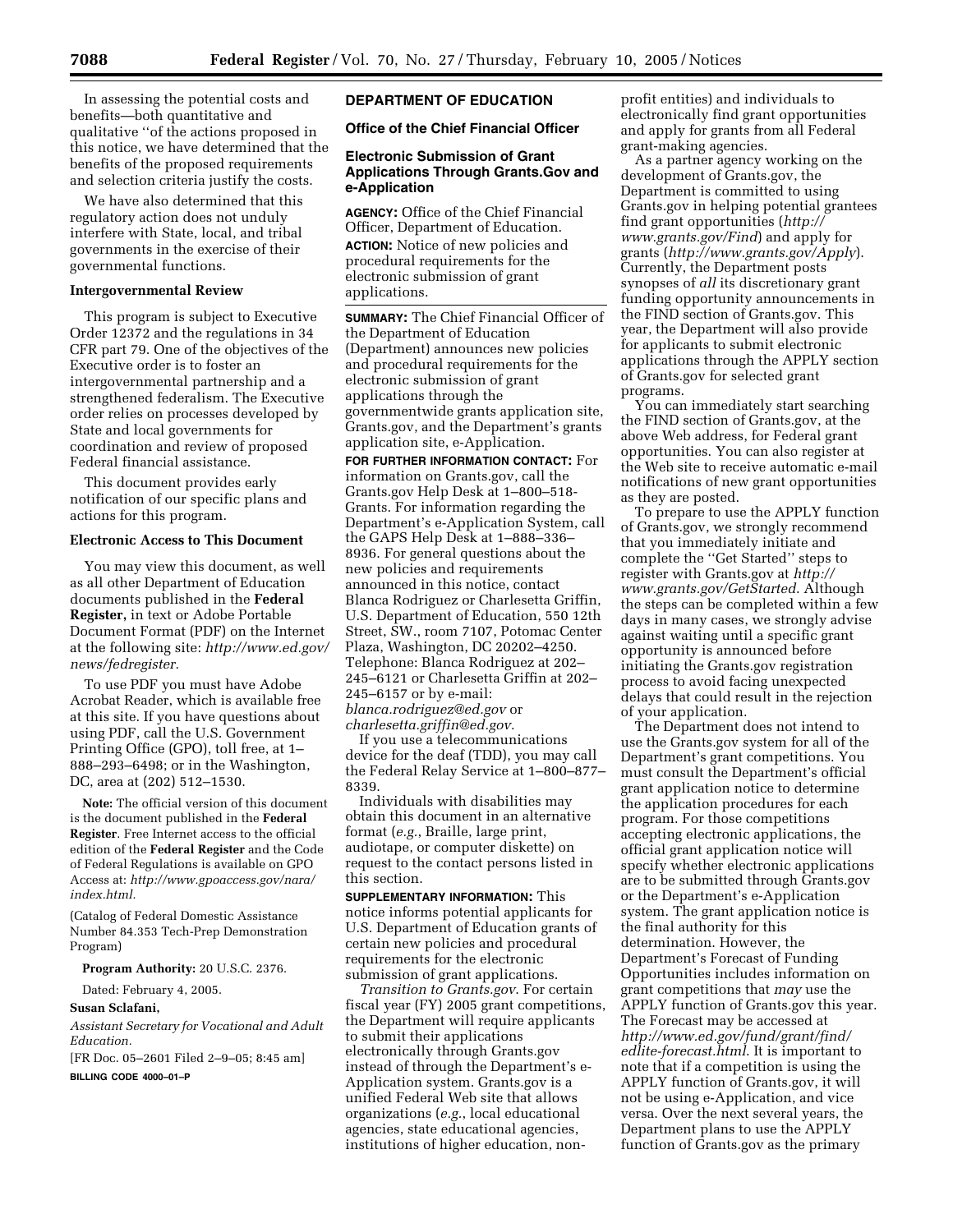In assessing the potential costs and benefits—both quantitative and qualitative ''of the actions proposed in this notice, we have determined that the benefits of the proposed requirements and selection criteria justify the costs.

We have also determined that this regulatory action does not unduly interfere with State, local, and tribal governments in the exercise of their governmental functions.

### Intergovernmental Review

This program is subject to Executive Order 12372 and the regulations in 34 CFR part 79. One of the objectives of the Executive order is to foster an intergovernmental partnership and a strengthened federalism. The Executive order relies on processes developed by State and local governments for coordination and review of proposed Federal financial assistance.

This document provides early notification of our specific plans and actions for this program.

### Electronic Access to This Document

You may view this document, as well as all other Department of Education documents published in the **Federal Register,** in text or Adobe Portable Document Format (PDF) on the Internet at the following site: *http://www.ed.gov/news/fedregister.*

To use PDF you must have Adobe Acrobat Reader, which is available free at this site. If you have questions about using PDF, call the U.S. Government Printing Office (GPO), toll free, at 1–888–293–6498; or in the Washington, DC, area at (202) 512–1530.

**Note:** The official version of this document is the document published in the **Federal Register**. Free Internet access to the official edition of the **Federal Register** and the Code of Federal Regulations is available on GPO Access at: *http://www.gpoaccess.gov/nara/index.html.*

(Catalog of Federal Domestic Assistance Number 84.353 Tech-Prep Demonstration Program)

**Program Authority:** 20 U.S.C. 2376.

Dated: February 4, 2005.

**Susan Sclafani,**

*Assistant Secretary for Vocational and Adult Education.*

[FR Doc. 05–2601 Filed 2–9–05; 8:45 am]

**BILLING CODE 4000–01–P**

## DEPARTMENT OF EDUCATION

### Office of the Chief Financial Officer

### Electronic Submission of Grant Applications Through Grants.Gov and e-Application

**AGENCY:** Office of the Chief Financial Officer, Department of Education.

**ACTION:** Notice of new policies and procedural requirements for the electronic submission of grant applications.

**SUMMARY:** The Chief Financial Officer of the Department of Education (Department) announces new policies and procedural requirements for the electronic submission of grant applications through the governmentwide grants application site, Grants.gov, and the Department's grants application site, e-Application.

**FOR FURTHER INFORMATION CONTACT:** For information on Grants.gov, call the Grants.gov Help Desk at 1–800–518-Grants. For information regarding the Department's e-Application System, call the GAPS Help Desk at 1–888–336–8936. For general questions about the new policies and requirements announced in this notice, contact Blanca Rodriguez or Charlesetta Griffin, U.S. Department of Education, 550 12th Street, SW., room 7107, Potomac Center Plaza, Washington, DC 20202–4250. Telephone: Blanca Rodriguez at 202–245–6121 or Charlesetta Griffin at 202–245–6157 or by e-mail: *blanca.rodriguez@ed.gov* or *charlesetta.griffin@ed.gov.*

If you use a telecommunications device for the deaf (TDD), you may call the Federal Relay Service at 1–800–877–8339.

Individuals with disabilities may obtain this document in an alternative format (*e.g.*, Braille, large print, audiotape, or computer diskette) on request to the contact persons listed in this section.

**SUPPLEMENTARY INFORMATION:** This notice informs potential applicants for U.S. Department of Education grants of certain new policies and procedural requirements for the electronic submission of grant applications.

*Transition to Grants.gov*. For certain fiscal year (FY) 2005 grant competitions, the Department will require applicants to submit their applications electronically through Grants.gov instead of through the Department's e-Application system. Grants.gov is a unified Federal Web site that allows organizations (*e.g.*, local educational agencies, state educational agencies, institutions of higher education, non-profit entities) and individuals to electronically find grant opportunities and apply for grants from all Federal grant-making agencies.

As a partner agency working on the development of Grants.gov, the Department is committed to using Grants.gov in helping potential grantees find grant opportunities (*http://www.grants.gov/Find*) and apply for grants (*http://www.grants.gov/Apply*). Currently, the Department posts synopses of *all* its discretionary grant funding opportunity announcements in the FIND section of Grants.gov. This year, the Department will also provide for applicants to submit electronic applications through the APPLY section of Grants.gov for selected grant programs.

You can immediately start searching the FIND section of Grants.gov, at the above Web address, for Federal grant opportunities. You can also register at the Web site to receive automatic e-mail notifications of new grant opportunities as they are posted.

To prepare to use the APPLY function of Grants.gov, we strongly recommend that you immediately initiate and complete the ''Get Started'' steps to register with Grants.gov at *http://www.grants.gov/GetStarted*. Although the steps can be completed within a few days in many cases, we strongly advise against waiting until a specific grant opportunity is announced before initiating the Grants.gov registration process to avoid facing unexpected delays that could result in the rejection of your application.

The Department does not intend to use the Grants.gov system for all of the Department's grant competitions. You must consult the Department's official grant application notice to determine the application procedures for each program. For those competitions accepting electronic applications, the official grant application notice will specify whether electronic applications are to be submitted through Grants.gov or the Department's e-Application system. The grant application notice is the final authority for this determination. However, the Department's Forecast of Funding Opportunities includes information on grant competitions that *may* use the APPLY function of Grants.gov this year. The Forecast may be accessed at *http://www.ed.gov/fund/grant/find/edlite-forecast.html*. It is important to note that if a competition is using the APPLY function of Grants.gov, it will not be using e-Application, and vice versa. Over the next several years, the Department plans to use the APPLY function of Grants.gov as the primary